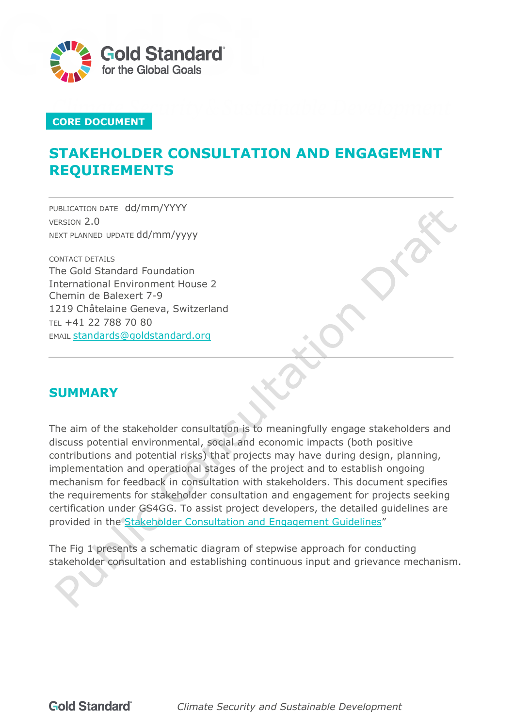CORE DOCUMENT

# STAKEHOLDER CONSULTATION AND ENGAGEMENT REQUIREMENTS

PUBLICATION DATE dd/mm/YYYY
VERSION 2.0
NEXT PLANNED UPDATE dd/mm/yyyy

CONTACT DETAILS
The Gold Standard Foundation
International Environment House 2
Chemin de Balexert 7-9
1219 Châtelaine Geneva, Switzerland
TEL +41 22 788 70 80
EMAIL standards@goldstandard.org

## SUMMARY

The aim of the stakeholder consultation is to meaningfully engage stakeholders and discuss potential environmental, social and economic impacts (both positive contributions and potential risks) that projects may have during design, planning, implementation and operational stages of the project and to establish ongoing mechanism for feedback in consultation with stakeholders. This document specifies the requirements for stakeholder consultation and engagement for projects seeking certification under GS4GG. To assist project developers, the detailed guidelines are provided in the Stakeholder Consultation and Engagement Guidelines"

The Fig 1 presents a schematic diagram of stepwise approach for conducting stakeholder consultation and establishing continuous input and grievance mechanism.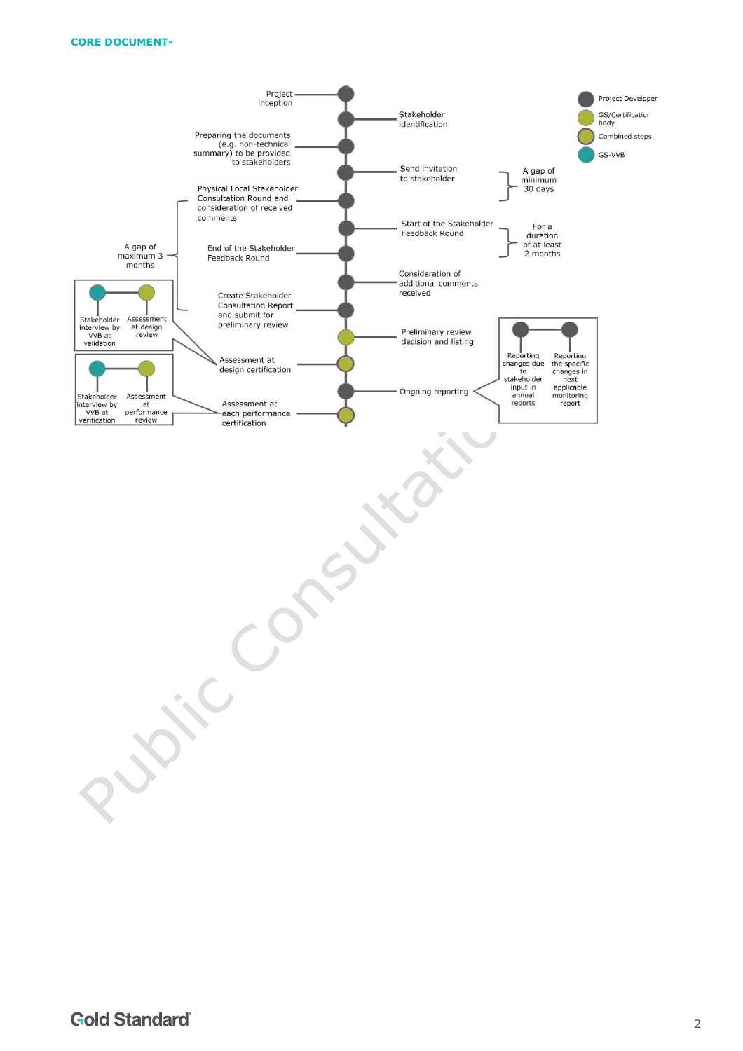CORE DOCUMENT-

Project inception

Stakeholder identification

Preparing the documents (e.g. non-technical summary) to be provided to stakeholders

Send invitation to stakeholder

A gap of minimum 30 days

Physical Local Stakeholder Consultation Round and consideration of received comments

Start of the Stakeholder Feedback Round

For a duration of at least 2 months

A gap of maximum 3 months

End of the Stakeholder Feedback Round

Consideration of additional comments received

Create Stakeholder Consultation Report and submit for preliminary review

Preliminary review decision and listing

Stakeholder interview by VVB at validation

Assessment at design review

Assessment at design certification

Ongoing reporting

Reporting changes due to stakeholder input in annual reports

Reporting the specific changes in next applicable monitoring report

Stakeholder interview by VVB at verification

Assessment at performance review

Assessment at each performance certification

Project Developer

GS/Certification body

Combined steps

GS-VVB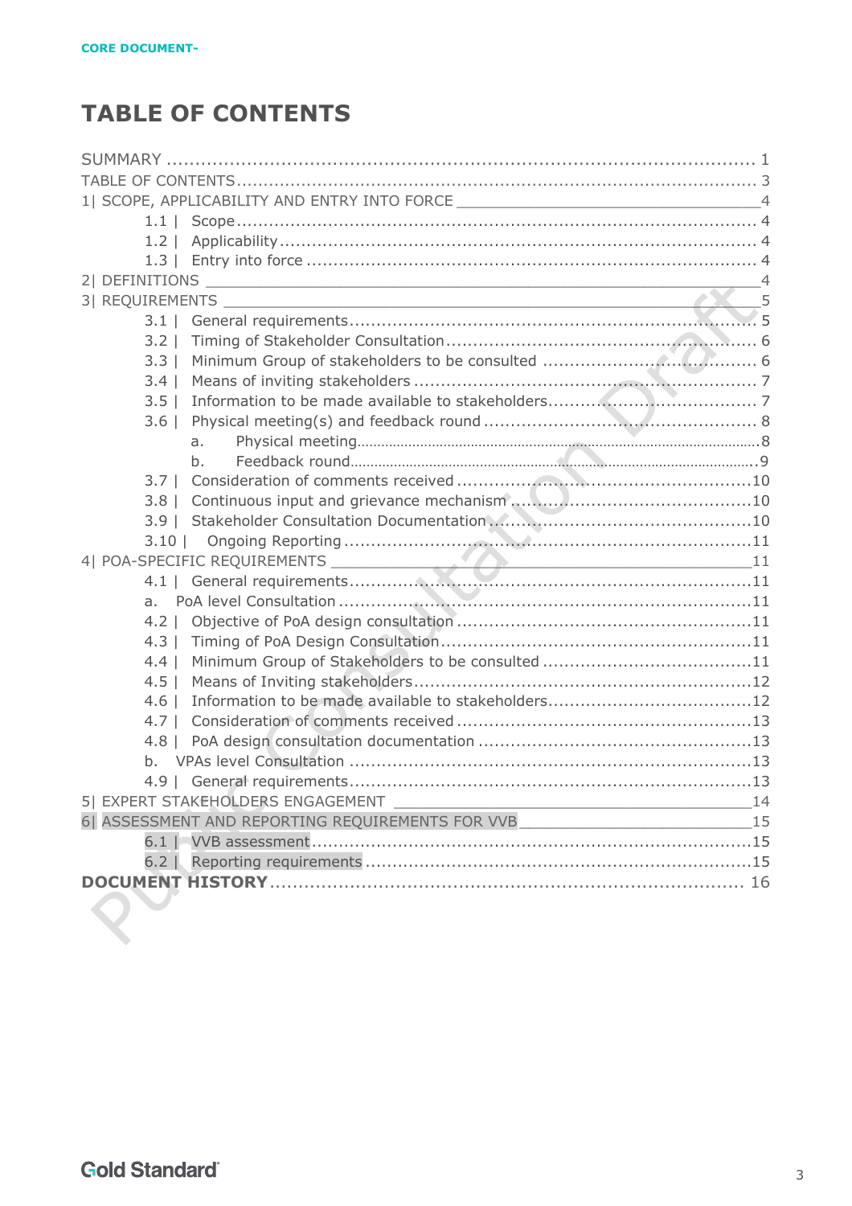CORE DOCUMENT-

# TABLE OF CONTENTS

SUMMARY ........................................................................................... 1
TABLE OF CONTENTS ............................................................................. 3
1| SCOPE, APPLICABILITY AND ENTRY INTO FORCE ....................................... 4
- 1.1 | Scope ........................................................................... 4
- 1.2 | Applicability ..................................................................... 4
- 1.3 | Entry into force ................................................................. 4

2| DEFINITIONS ..................................................................................... 4
3| REQUIREMENTS ................................................................................... 5
- 3.1 | General requirements ........................................................... 5
- 3.2 | Timing of Stakeholder Consultation ........................................... 6
- 3.3 | Minimum Group of stakeholders to be consulted ............................ 6
- 3.4 | Means of inviting stakeholders ................................................ 7
- 3.5 | Information to be made available to stakeholders .......................... 7
- 3.6 | Physical meeting(s) and feedback round ..................................... 8
  - a. Physical meeting ................................................................ 8
  - b. Feedback round .................................................................. 9
- 3.7 | Consideration of comments received ......................................... 10
- 3.8 | Continuous input and grievance mechanism .................................. 10
- 3.9 | Stakeholder Consultation Documentation ..................................... 10
- 3.10 | Ongoing Reporting ............................................................. 11

4| POA-SPECIFIC REQUIREMENTS ................................................................ 11
- 4.1 | General requirements ........................................................... 11
- a. PoA level Consultation ............................................................ 11
- 4.2 | Objective of PoA design consultation ........................................ 11
- 4.3 | Timing of PoA Design Consultation ............................................ 11
- 4.4 | Minimum Group of Stakeholders to be consulted ............................ 11
- 4.5 | Means of Inviting stakeholders ................................................ 12
- 4.6 | Information to be made available to stakeholders .......................... 12
- 4.7 | Consideration of comments received .......................................... 13
- 4.8 | PoA design consultation documentation ...................................... 13
- b. VPAs level Consultation ........................................................... 13
- 4.9 | General requirements ........................................................... 13

5| EXPERT STAKEHOLDERS ENGAGEMENT ......................................................... 14
6| ASSESSMENT AND REPORTING REQUIREMENTS FOR VVB ....................................... 15
- 6.1 | VVB assessment ................................................................. 15
- 6.2 | Reporting requirements ......................................................... 15

**DOCUMENT HISTORY** .............................................................................. 16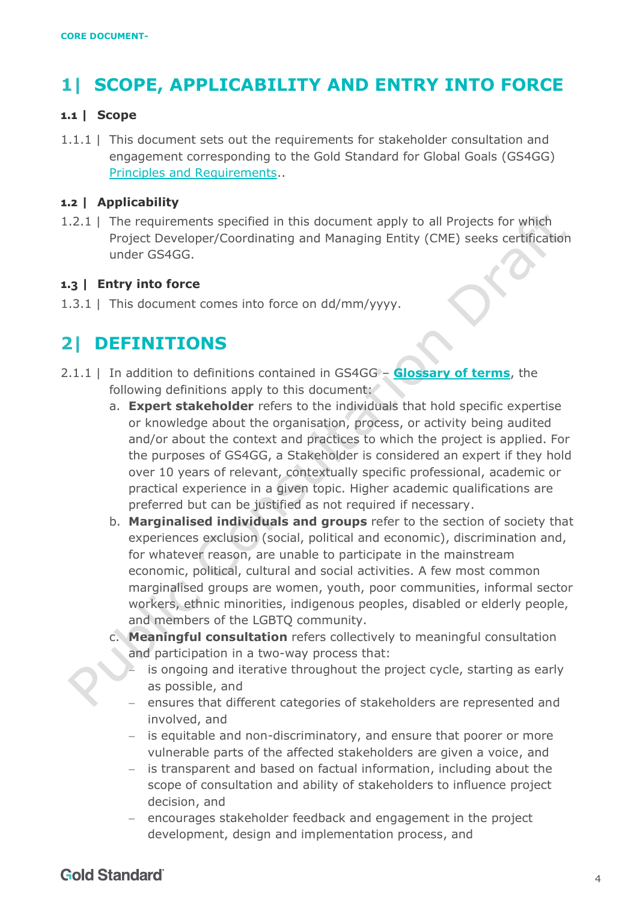# 1| SCOPE, APPLICABILITY AND ENTRY INTO FORCE

## 1.1 | Scope

1.1.1 | This document sets out the requirements for stakeholder consultation and engagement corresponding to the Gold Standard for Global Goals (GS4GG) Principles and Requirements..

## 1.2 | Applicability

1.2.1 | The requirements specified in this document apply to all Projects for which Project Developer/Coordinating and Managing Entity (CME) seeks certification under GS4GG.

## 1.3 | Entry into force

1.3.1 | This document comes into force on dd/mm/yyyy.

# 2| DEFINITIONS

2.1.1 | In addition to definitions contained in GS4GG – **Glossary of terms**, the following definitions apply to this document:

a. **Expert stakeholder** refers to the individuals that hold specific expertise or knowledge about the organisation, process, or activity being audited and/or about the context and practices to which the project is applied. For the purposes of GS4GG, a Stakeholder is considered an expert if they hold over 10 years of relevant, contextually specific professional, academic or practical experience in a given topic. Higher academic qualifications are preferred but can be justified as not required if necessary.

b. **Marginalised individuals and groups** refer to the section of society that experiences exclusion (social, political and economic), discrimination and, for whatever reason, are unable to participate in the mainstream economic, political, cultural and social activities. A few most common marginalised groups are women, youth, poor communities, informal sector workers, ethnic minorities, indigenous peoples, disabled or elderly people, and members of the LGBTQ community.

c. **Meaningful consultation** refers collectively to meaningful consultation and participation in a two-way process that:
   - is ongoing and iterative throughout the project cycle, starting as early as possible, and
   - ensures that different categories of stakeholders are represented and involved, and
   - is equitable and non-discriminatory, and ensure that poorer or more vulnerable parts of the affected stakeholders are given a voice, and
   - is transparent and based on factual information, including about the scope of consultation and ability of stakeholders to influence project decision, and
   - encourages stakeholder feedback and engagement in the project development, design and implementation process, and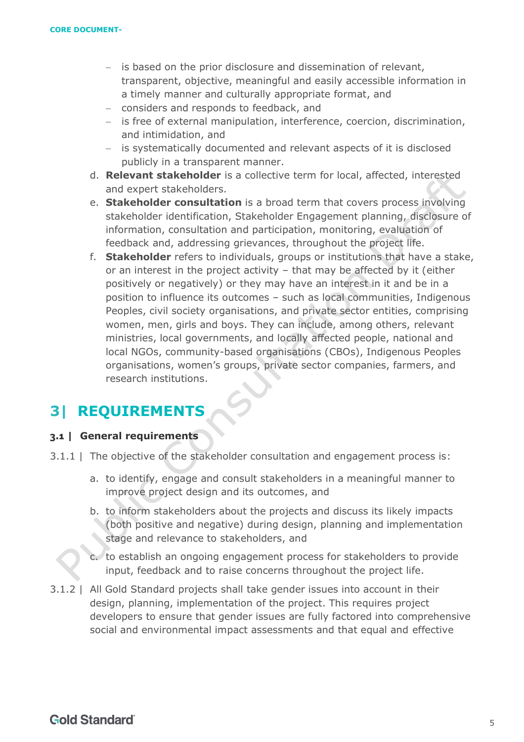- is based on the prior disclosure and dissemination of relevant, transparent, objective, meaningful and easily accessible information in a timely manner and culturally appropriate format, and
   - considers and responds to feedback, and
   - is free of external manipulation, interference, coercion, discrimination, and intimidation, and
   - is systematically documented and relevant aspects of it is disclosed publicly in a transparent manner.

d. **Relevant stakeholder** is a collective term for local, affected, interested and expert stakeholders.

e. **Stakeholder consultation** is a broad term that covers process involving stakeholder identification, Stakeholder Engagement planning, disclosure of information, consultation and participation, monitoring, evaluation of feedback and, addressing grievances, throughout the project life.

f. **Stakeholder** refers to individuals, groups or institutions that have a stake, or an interest in the project activity – that may be affected by it (either positively or negatively) or they may have an interest in it and be in a position to influence its outcomes – such as local communities, Indigenous Peoples, civil society organisations, and private sector entities, comprising women, men, girls and boys. They can include, among others, relevant ministries, local governments, and locally affected people, national and local NGOs, community-based organisations (CBOs), Indigenous Peoples organisations, women's groups, private sector companies, farmers, and research institutions.

# 3| REQUIREMENTS

## 3.1 | General requirements

3.1.1 | The objective of the stakeholder consultation and engagement process is:

a. to identify, engage and consult stakeholders in a meaningful manner to improve project design and its outcomes, and

b. to inform stakeholders about the projects and discuss its likely impacts (both positive and negative) during design, planning and implementation stage and relevance to stakeholders, and

c. to establish an ongoing engagement process for stakeholders to provide input, feedback and to raise concerns throughout the project life.

3.1.2 | All Gold Standard projects shall take gender issues into account in their design, planning, implementation of the project. This requires project developers to ensure that gender issues are fully factored into comprehensive social and environmental impact assessments and that equal and effective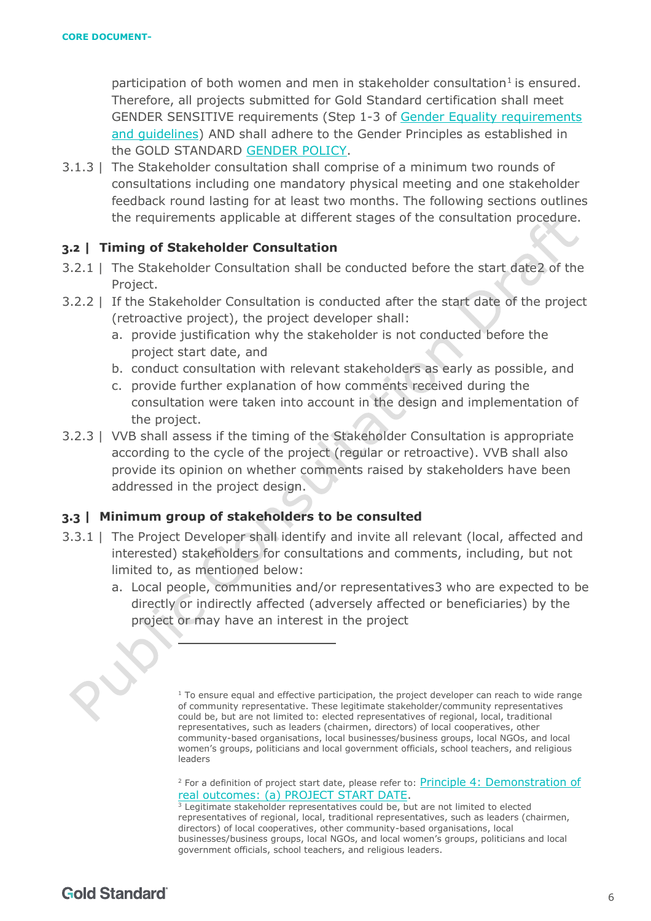participation of both women and men in stakeholder consultation[1] is ensured. Therefore, all projects submitted for Gold Standard certification shall meet GENDER SENSITIVE requirements (Step 1-3 of Gender Equality requirements and guidelines) AND shall adhere to the Gender Principles as established in the GOLD STANDARD GENDER POLICY.

3.1.3 | The Stakeholder consultation shall comprise of a minimum two rounds of consultations including one mandatory physical meeting and one stakeholder feedback round lasting for at least two months. The following sections outlines the requirements applicable at different stages of the consultation procedure.

## 3.2 | Timing of Stakeholder Consultation

3.2.1 | The Stakeholder Consultation shall be conducted before the start date2 of the Project.

3.2.2 | If the Stakeholder Consultation is conducted after the start date of the project (retroactive project), the project developer shall:

a. provide justification why the stakeholder is not conducted before the project start date, and
b. conduct consultation with relevant stakeholders as early as possible, and
c. provide further explanation of how comments received during the consultation were taken into account in the design and implementation of the project.

3.2.3 | VVB shall assess if the timing of the Stakeholder Consultation is appropriate according to the cycle of the project (regular or retroactive). VVB shall also provide its opinion on whether comments raised by stakeholders have been addressed in the project design.

## 3.3 | Minimum group of stakeholders to be consulted

3.3.1 | The Project Developer shall identify and invite all relevant (local, affected and interested) stakeholders for consultations and comments, including, but not limited to, as mentioned below:

a. Local people, communities and/or representatives3 who are expected to be directly or indirectly affected (adversely affected or beneficiaries) by the project or may have an interest in the project

---

[1] To ensure equal and effective participation, the project developer can reach to wide range of community representative. These legitimate stakeholder/community representatives could be, but are not limited to: elected representatives of regional, local, traditional representatives, such as leaders (chairmen, directors) of local cooperatives, other community-based organisations, local businesses/business groups, local NGOs, and local women's groups, politicians and local government officials, school teachers, and religious leaders

[2] For a definition of project start date, please refer to: Principle 4: Demonstration of real outcomes: (a) PROJECT START DATE.

[3] Legitimate stakeholder representatives could be, but are not limited to elected representatives of regional, local, traditional representatives, such as leaders (chairmen, directors) of local cooperatives, other community-based organisations, local businesses/business groups, local NGOs, and local women's groups, politicians and local government officials, school teachers, and religious leaders.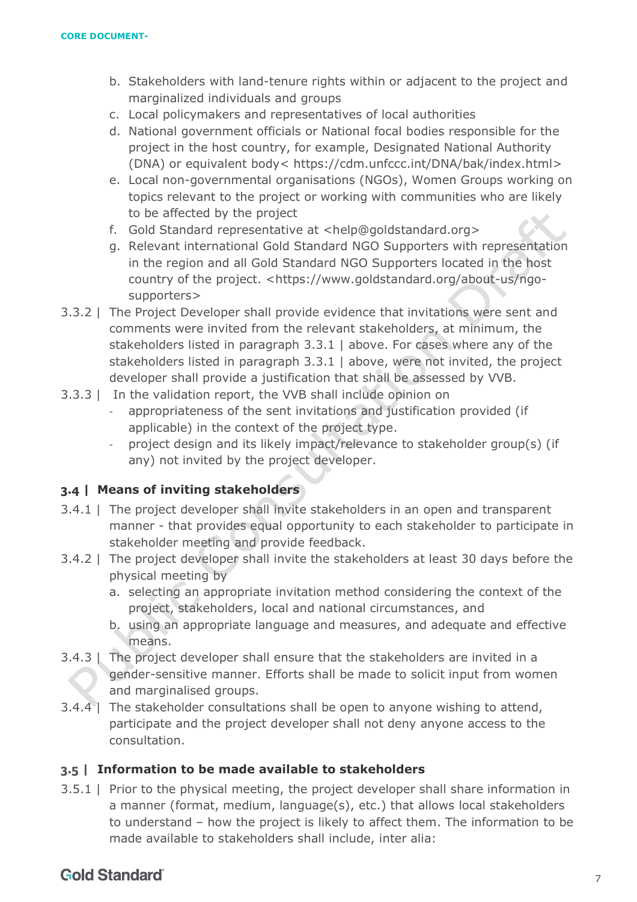b. Stakeholders with land-tenure rights within or adjacent to the project and marginalized individuals and groups
c. Local policymakers and representatives of local authorities
d. National government officials or National focal bodies responsible for the project in the host country, for example, Designated National Authority (DNA) or equivalent body< https://cdm.unfccc.int/DNA/bak/index.html>
e. Local non-governmental organisations (NGOs), Women Groups working on topics relevant to the project or working with communities who are likely to be affected by the project
f. Gold Standard representative at <help@goldstandard.org>
g. Relevant international Gold Standard NGO Supporters with representation in the region and all Gold Standard NGO Supporters located in the host country of the project. <https://www.goldstandard.org/about-us/ngo-supporters>

3.3.2 | The Project Developer shall provide evidence that invitations were sent and comments were invited from the relevant stakeholders, at minimum, the stakeholders listed in paragraph 3.3.1 | above. For cases where any of the stakeholders listed in paragraph 3.3.1 | above, were not invited, the project developer shall provide a justification that shall be assessed by VVB.

3.3.3 | In the validation report, the VVB shall include opinion on

- appropriateness of the sent invitations and justification provided (if applicable) in the context of the project type.
- project design and its likely impact/relevance to stakeholder group(s) (if any) not invited by the project developer.

## 3.4 | Means of inviting stakeholders

3.4.1 | The project developer shall invite stakeholders in an open and transparent manner - that provides equal opportunity to each stakeholder to participate in stakeholder meeting and provide feedback.

3.4.2 | The project developer shall invite the stakeholders at least 30 days before the physical meeting by

a. selecting an appropriate invitation method considering the context of the project, stakeholders, local and national circumstances, and
b. using an appropriate language and measures, and adequate and effective means.

3.4.3 | The project developer shall ensure that the stakeholders are invited in a gender-sensitive manner. Efforts shall be made to solicit input from women and marginalised groups.

3.4.4 | The stakeholder consultations shall be open to anyone wishing to attend, participate and the project developer shall not deny anyone access to the consultation.

## 3.5 | Information to be made available to stakeholders

3.5.1 | Prior to the physical meeting, the project developer shall share information in a manner (format, medium, language(s), etc.) that allows local stakeholders to understand – how the project is likely to affect them. The information to be made available to stakeholders shall include, inter alia: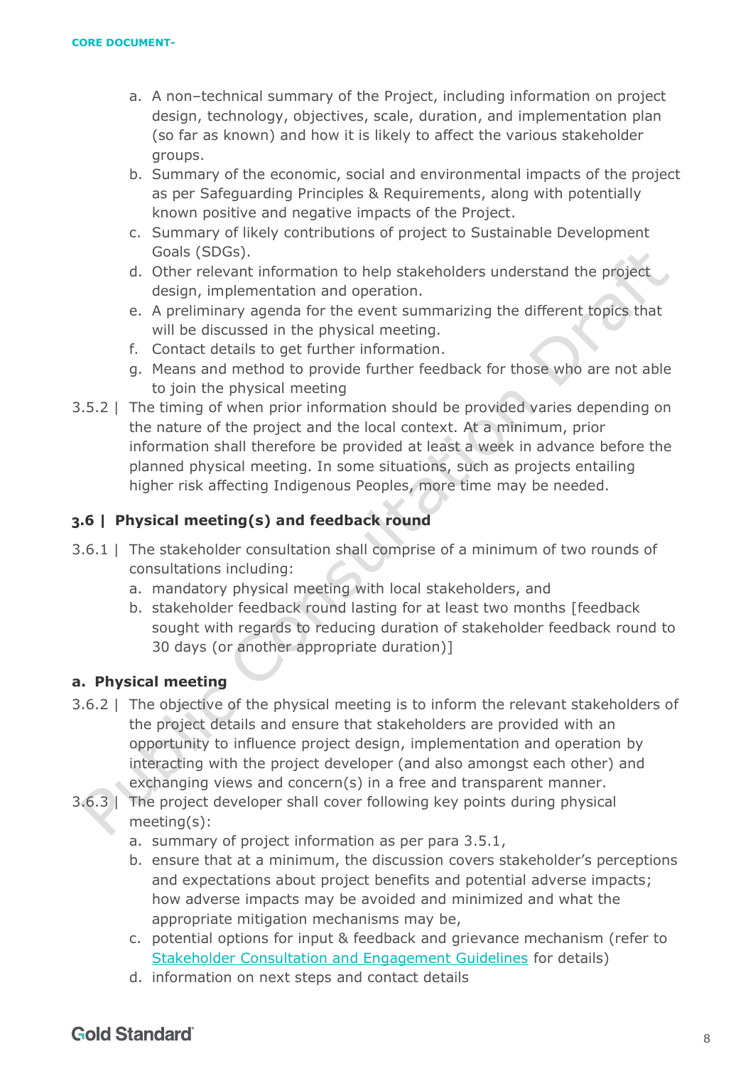a. A non–technical summary of the Project, including information on project design, technology, objectives, scale, duration, and implementation plan (so far as known) and how it is likely to affect the various stakeholder groups.
b. Summary of the economic, social and environmental impacts of the project as per Safeguarding Principles & Requirements, along with potentially known positive and negative impacts of the Project.
c. Summary of likely contributions of project to Sustainable Development Goals (SDGs).
d. Other relevant information to help stakeholders understand the project design, implementation and operation.
e. A preliminary agenda for the event summarizing the different topics that will be discussed in the physical meeting.
f. Contact details to get further information.
g. Means and method to provide further feedback for those who are not able to join the physical meeting

3.5.2 | The timing of when prior information should be provided varies depending on the nature of the project and the local context. At a minimum, prior information shall therefore be provided at least a week in advance before the planned physical meeting. In some situations, such as projects entailing higher risk affecting Indigenous Peoples, more time may be needed.

### 3.6 | Physical meeting(s) and feedback round

3.6.1 | The stakeholder consultation shall comprise of a minimum of two rounds of consultations including:

a. mandatory physical meeting with local stakeholders, and
b. stakeholder feedback round lasting for at least two months [feedback sought with regards to reducing duration of stakeholder feedback round to 30 days (or another appropriate duration)]

#### a. Physical meeting

3.6.2 | The objective of the physical meeting is to inform the relevant stakeholders of the project details and ensure that stakeholders are provided with an opportunity to influence project design, implementation and operation by interacting with the project developer (and also amongst each other) and exchanging views and concern(s) in a free and transparent manner.

3.6.3 | The project developer shall cover following key points during physical meeting(s):

a. summary of project information as per para 3.5.1,
b. ensure that at a minimum, the discussion covers stakeholder's perceptions and expectations about project benefits and potential adverse impacts; how adverse impacts may be avoided and minimized and what the appropriate mitigation mechanisms may be,
c. potential options for input & feedback and grievance mechanism (refer to Stakeholder Consultation and Engagement Guidelines for details)
d. information on next steps and contact details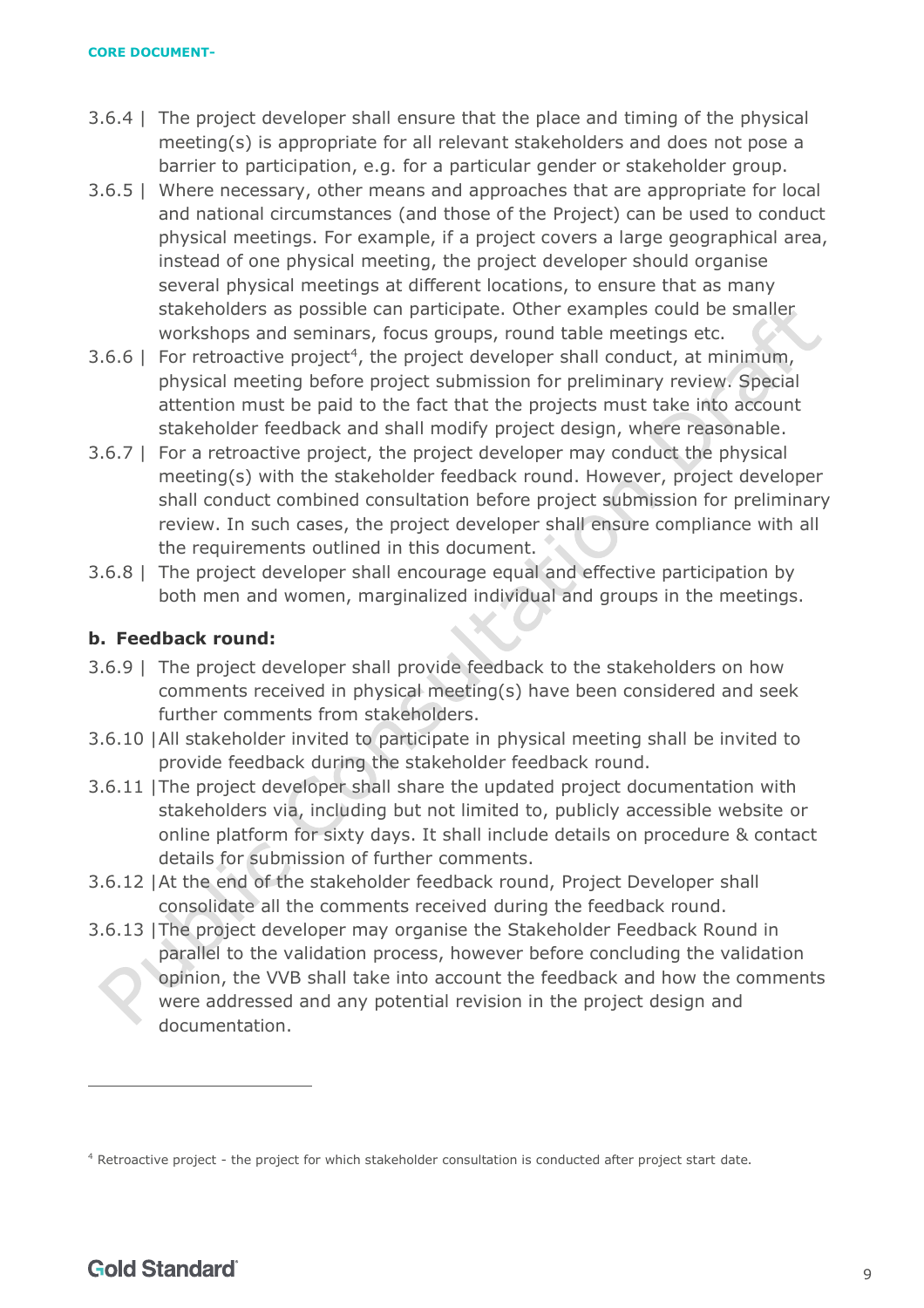3.6.4 | The project developer shall ensure that the place and timing of the physical meeting(s) is appropriate for all relevant stakeholders and does not pose a barrier to participation, e.g. for a particular gender or stakeholder group.

3.6.5 | Where necessary, other means and approaches that are appropriate for local and national circumstances (and those of the Project) can be used to conduct physical meetings. For example, if a project covers a large geographical area, instead of one physical meeting, the project developer should organise several physical meetings at different locations, to ensure that as many stakeholders as possible can participate. Other examples could be smaller workshops and seminars, focus groups, round table meetings etc.

3.6.6 | For retroactive project[4], the project developer shall conduct, at minimum, physical meeting before project submission for preliminary review. Special attention must be paid to the fact that the projects must take into account stakeholder feedback and shall modify project design, where reasonable.

3.6.7 | For a retroactive project, the project developer may conduct the physical meeting(s) with the stakeholder feedback round. However, project developer shall conduct combined consultation before project submission for preliminary review. In such cases, the project developer shall ensure compliance with all the requirements outlined in this document.

3.6.8 | The project developer shall encourage equal and effective participation by both men and women, marginalized individual and groups in the meetings.

**b. Feedback round:**

3.6.9 | The project developer shall provide feedback to the stakeholders on how comments received in physical meeting(s) have been considered and seek further comments from stakeholders.

3.6.10 |All stakeholder invited to participate in physical meeting shall be invited to provide feedback during the stakeholder feedback round.

3.6.11 |The project developer shall share the updated project documentation with stakeholders via, including but not limited to, publicly accessible website or online platform for sixty days. It shall include details on procedure & contact details for submission of further comments.

3.6.12 |At the end of the stakeholder feedback round, Project Developer shall consolidate all the comments received during the feedback round.

3.6.13 |The project developer may organise the Stakeholder Feedback Round in parallel to the validation process, however before concluding the validation opinion, the VVB shall take into account the feedback and how the comments were addressed and any potential revision in the project design and documentation.

---

[4] Retroactive project - the project for which stakeholder consultation is conducted after project start date.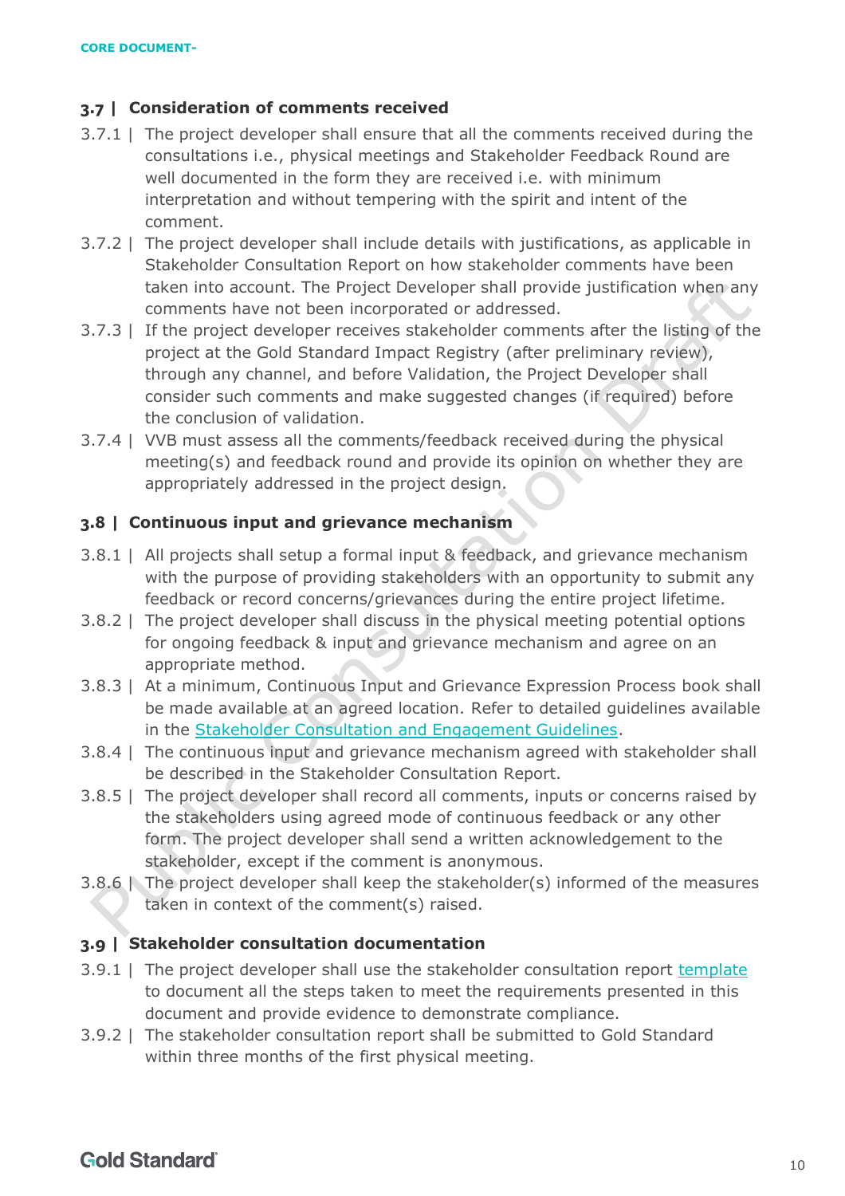### 3.7 | Consideration of comments received

3.7.1 | The project developer shall ensure that all the comments received during the consultations i.e., physical meetings and Stakeholder Feedback Round are well documented in the form they are received i.e. with minimum interpretation and without tempering with the spirit and intent of the comment.

3.7.2 | The project developer shall include details with justifications, as applicable in Stakeholder Consultation Report on how stakeholder comments have been taken into account. The Project Developer shall provide justification when any comments have not been incorporated or addressed.

3.7.3 | If the project developer receives stakeholder comments after the listing of the project at the Gold Standard Impact Registry (after preliminary review), through any channel, and before Validation, the Project Developer shall consider such comments and make suggested changes (if required) before the conclusion of validation.

3.7.4 | VVB must assess all the comments/feedback received during the physical meeting(s) and feedback round and provide its opinion on whether they are appropriately addressed in the project design.

### 3.8 | Continuous input and grievance mechanism

3.8.1 | All projects shall setup a formal input & feedback, and grievance mechanism with the purpose of providing stakeholders with an opportunity to submit any feedback or record concerns/grievances during the entire project lifetime.

3.8.2 | The project developer shall discuss in the physical meeting potential options for ongoing feedback & input and grievance mechanism and agree on an appropriate method.

3.8.3 | At a minimum, Continuous Input and Grievance Expression Process book shall be made available at an agreed location. Refer to detailed guidelines available in the Stakeholder Consultation and Engagement Guidelines.

3.8.4 | The continuous input and grievance mechanism agreed with stakeholder shall be described in the Stakeholder Consultation Report.

3.8.5 | The project developer shall record all comments, inputs or concerns raised by the stakeholders using agreed mode of continuous feedback or any other form. The project developer shall send a written acknowledgement to the stakeholder, except if the comment is anonymous.

3.8.6 | The project developer shall keep the stakeholder(s) informed of the measures taken in context of the comment(s) raised.

### 3.9 | Stakeholder consultation documentation

3.9.1 | The project developer shall use the stakeholder consultation report template to document all the steps taken to meet the requirements presented in this document and provide evidence to demonstrate compliance.

3.9.2 | The stakeholder consultation report shall be submitted to Gold Standard within three months of the first physical meeting.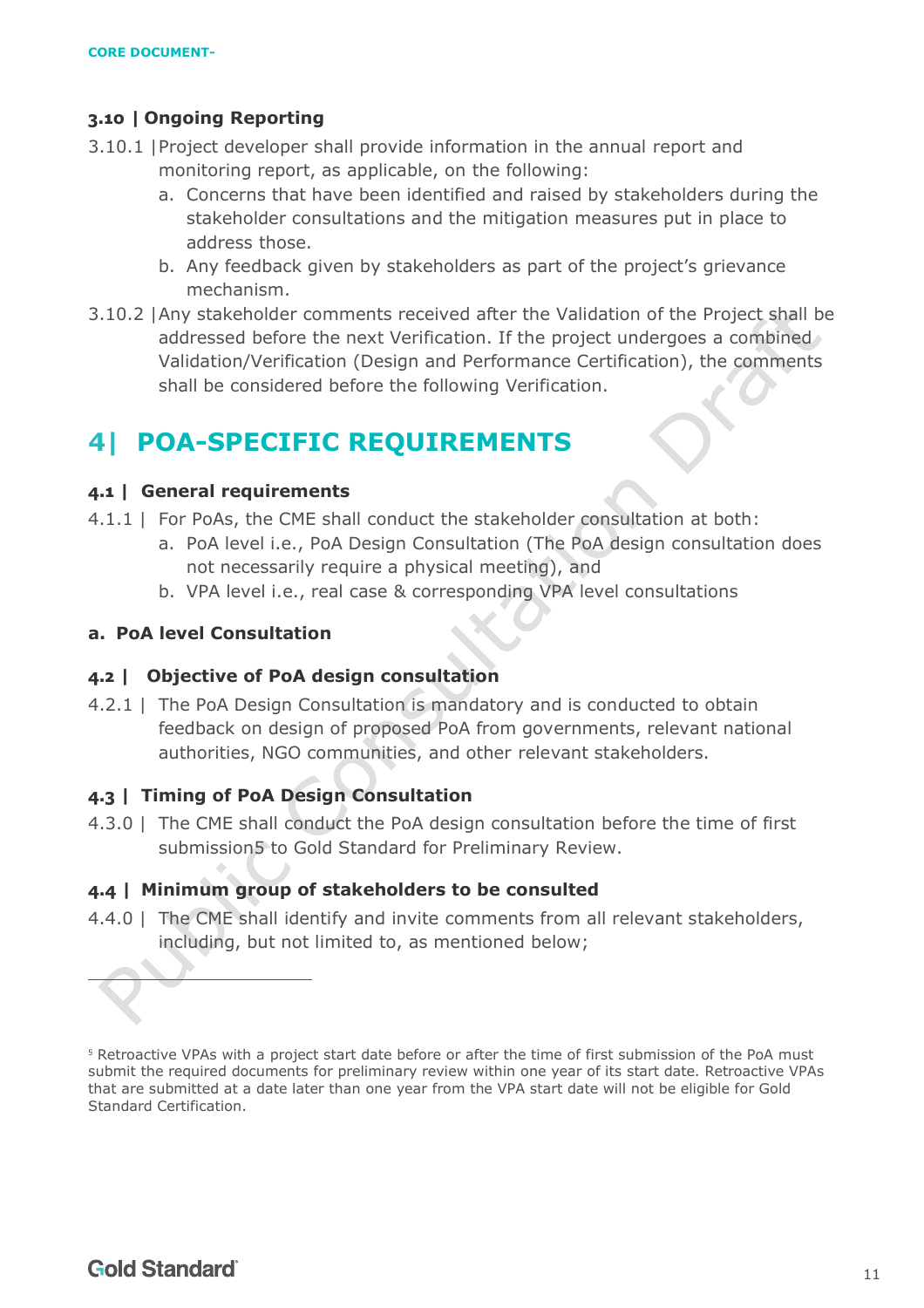### 3.10 | Ongoing Reporting

3.10.1 | Project developer shall provide information in the annual report and monitoring report, as applicable, on the following:

a. Concerns that have been identified and raised by stakeholders during the stakeholder consultations and the mitigation measures put in place to address those.

b. Any feedback given by stakeholders as part of the project's grievance mechanism.

3.10.2 | Any stakeholder comments received after the Validation of the Project shall be addressed before the next Verification. If the project undergoes a combined Validation/Verification (Design and Performance Certification), the comments shall be considered before the following Verification.

## 4| POA-SPECIFIC REQUIREMENTS

### 4.1 | General requirements

4.1.1 | For PoAs, the CME shall conduct the stakeholder consultation at both:

a. PoA level i.e., PoA Design Consultation (The PoA design consultation does not necessarily require a physical meeting), and

b. VPA level i.e., real case & corresponding VPA level consultations

#### a. PoA level Consultation

### 4.2 | Objective of PoA design consultation

4.2.1 | The PoA Design Consultation is mandatory and is conducted to obtain feedback on design of proposed PoA from governments, relevant national authorities, NGO communities, and other relevant stakeholders.

### 4.3 | Timing of PoA Design Consultation

4.3.0 | The CME shall conduct the PoA design consultation before the time of first submission[5] to Gold Standard for Preliminary Review.

### 4.4 | Minimum group of stakeholders to be consulted

4.4.0 | The CME shall identify and invite comments from all relevant stakeholders, including, but not limited to, as mentioned below;

---

[5] Retroactive VPAs with a project start date before or after the time of first submission of the PoA must submit the required documents for preliminary review within one year of its start date. Retroactive VPAs that are submitted at a date later than one year from the VPA start date will not be eligible for Gold Standard Certification.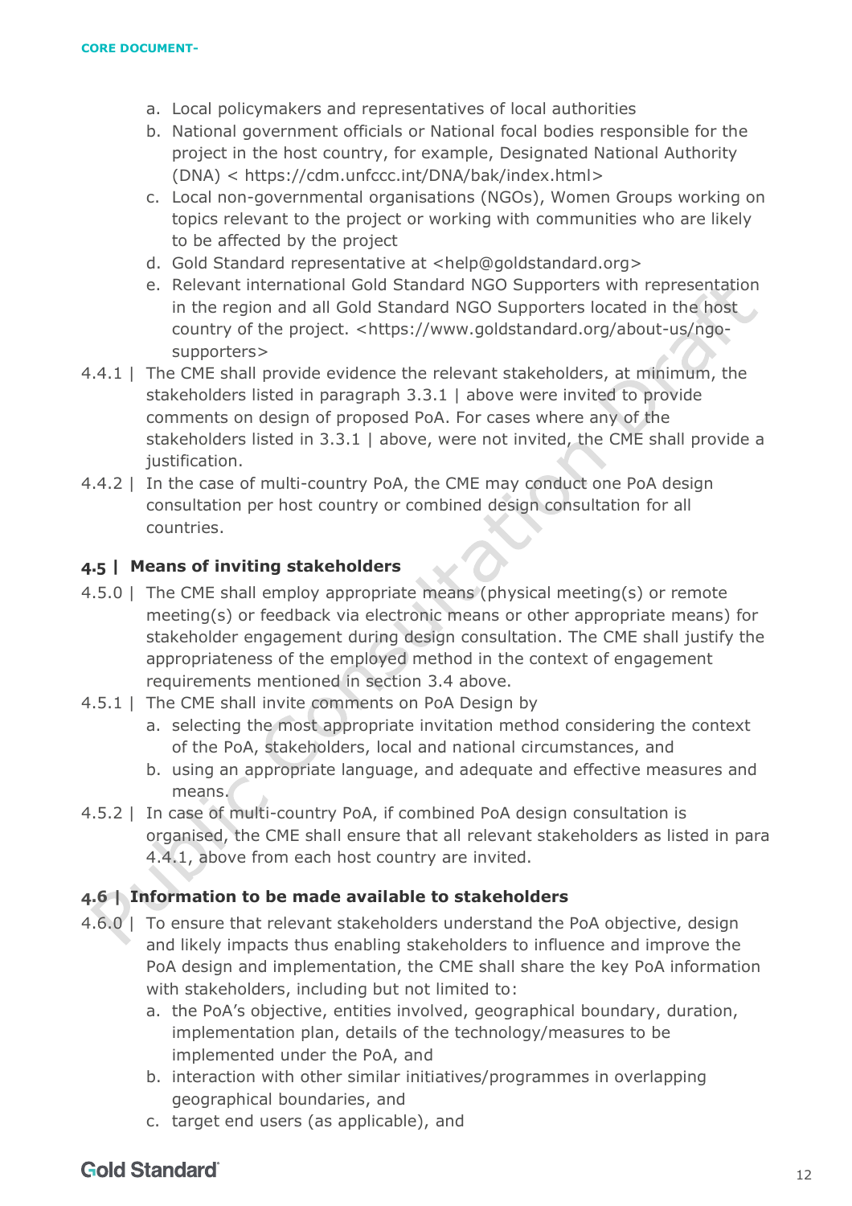a. Local policymakers and representatives of local authorities
b. National government officials or National focal bodies responsible for the project in the host country, for example, Designated National Authority (DNA) < https://cdm.unfccc.int/DNA/bak/index.html>
c. Local non-governmental organisations (NGOs), Women Groups working on topics relevant to the project or working with communities who are likely to be affected by the project
d. Gold Standard representative at <help@goldstandard.org>
e. Relevant international Gold Standard NGO Supporters with representation in the region and all Gold Standard NGO Supporters located in the host country of the project. <https://www.goldstandard.org/about-us/ngo-supporters>

4.4.1 | The CME shall provide evidence the relevant stakeholders, at minimum, the stakeholders listed in paragraph 3.3.1 | above were invited to provide comments on design of proposed PoA. For cases where any of the stakeholders listed in 3.3.1 | above, were not invited, the CME shall provide a justification.

4.4.2 | In the case of multi-country PoA, the CME may conduct one PoA design consultation per host country or combined design consultation for all countries.

## 4.5 | Means of inviting stakeholders

4.5.0 | The CME shall employ appropriate means (physical meeting(s) or remote meeting(s) or feedback via electronic means or other appropriate means) for stakeholder engagement during design consultation. The CME shall justify the appropriateness of the employed method in the context of engagement requirements mentioned in section 3.4 above.

4.5.1 | The CME shall invite comments on PoA Design by

a. selecting the most appropriate invitation method considering the context of the PoA, stakeholders, local and national circumstances, and
b. using an appropriate language, and adequate and effective measures and means.

4.5.2 | In case of multi-country PoA, if combined PoA design consultation is organised, the CME shall ensure that all relevant stakeholders as listed in para 4.4.1, above from each host country are invited.

## 4.6 | Information to be made available to stakeholders

4.6.0 | To ensure that relevant stakeholders understand the PoA objective, design and likely impacts thus enabling stakeholders to influence and improve the PoA design and implementation, the CME shall share the key PoA information with stakeholders, including but not limited to:

a. the PoA's objective, entities involved, geographical boundary, duration, implementation plan, details of the technology/measures to be implemented under the PoA, and
b. interaction with other similar initiatives/programmes in overlapping geographical boundaries, and
c. target end users (as applicable), and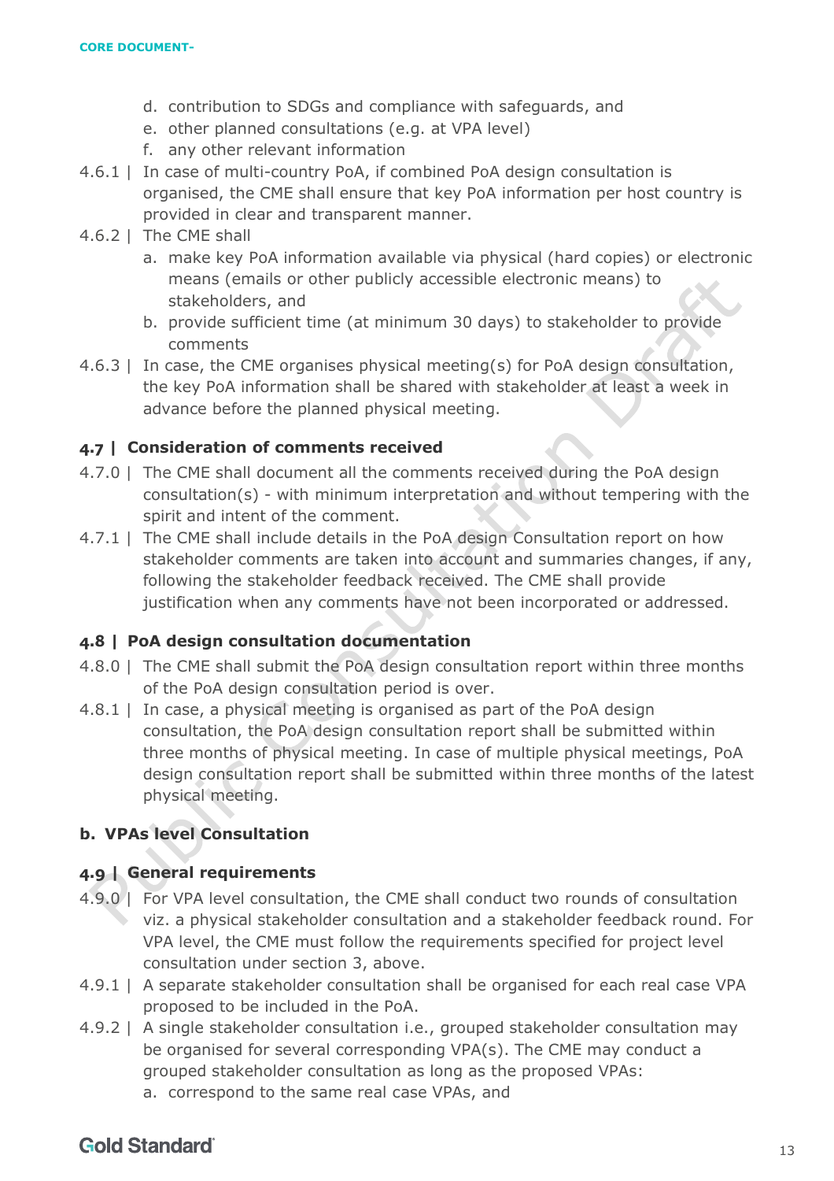d. contribution to SDGs and compliance with safeguards, and
e. other planned consultations (e.g. at VPA level)
f. any other relevant information

4.6.1 | In case of multi-country PoA, if combined PoA design consultation is organised, the CME shall ensure that key PoA information per host country is provided in clear and transparent manner.

4.6.2 | The CME shall

a. make key PoA information available via physical (hard copies) or electronic means (emails or other publicly accessible electronic means) to stakeholders, and
b. provide sufficient time (at minimum 30 days) to stakeholder to provide comments

4.6.3 | In case, the CME organises physical meeting(s) for PoA design consultation, the key PoA information shall be shared with stakeholder at least a week in advance before the planned physical meeting.

### 4.7 | Consideration of comments received

4.7.0 | The CME shall document all the comments received during the PoA design consultation(s) - with minimum interpretation and without tempering with the spirit and intent of the comment.

4.7.1 | The CME shall include details in the PoA design Consultation report on how stakeholder comments are taken into account and summaries changes, if any, following the stakeholder feedback received. The CME shall provide justification when any comments have not been incorporated or addressed.

### 4.8 | PoA design consultation documentation

4.8.0 | The CME shall submit the PoA design consultation report within three months of the PoA design consultation period is over.

4.8.1 | In case, a physical meeting is organised as part of the PoA design consultation, the PoA design consultation report shall be submitted within three months of physical meeting. In case of multiple physical meetings, PoA design consultation report shall be submitted within three months of the latest physical meeting.

## b. VPAs level Consultation

### 4.9 | General requirements

4.9.0 | For VPA level consultation, the CME shall conduct two rounds of consultation viz. a physical stakeholder consultation and a stakeholder feedback round. For VPA level, the CME must follow the requirements specified for project level consultation under section 3, above.

4.9.1 | A separate stakeholder consultation shall be organised for each real case VPA proposed to be included in the PoA.

4.9.2 | A single stakeholder consultation i.e., grouped stakeholder consultation may be organised for several corresponding VPA(s). The CME may conduct a grouped stakeholder consultation as long as the proposed VPAs:

a. correspond to the same real case VPAs, and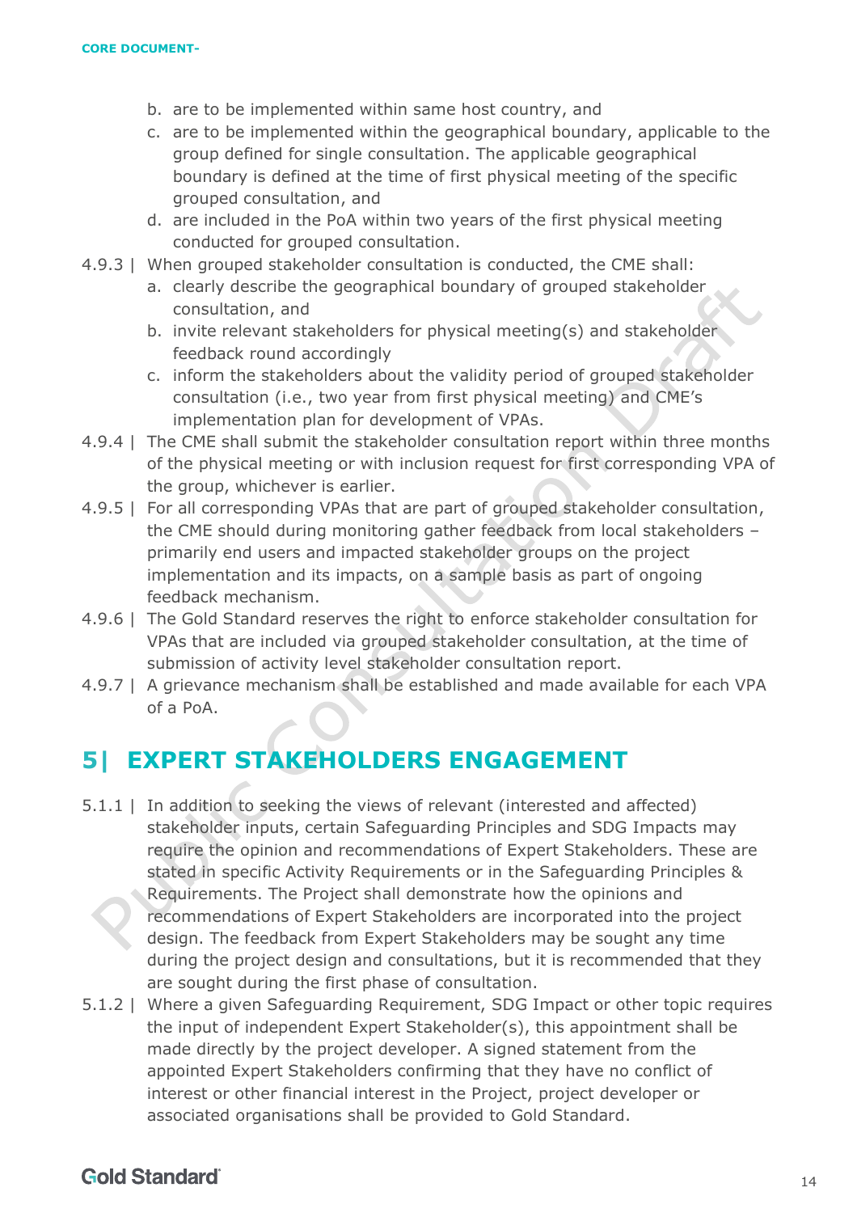b. are to be implemented within same host country, and
c. are to be implemented within the geographical boundary, applicable to the group defined for single consultation. The applicable geographical boundary is defined at the time of first physical meeting of the specific grouped consultation, and
d. are included in the PoA within two years of the first physical meeting conducted for grouped consultation.

4.9.3 | When grouped stakeholder consultation is conducted, the CME shall:

a. clearly describe the geographical boundary of grouped stakeholder consultation, and
b. invite relevant stakeholders for physical meeting(s) and stakeholder feedback round accordingly
c. inform the stakeholders about the validity period of grouped stakeholder consultation (i.e., two year from first physical meeting) and CME's implementation plan for development of VPAs.

4.9.4 | The CME shall submit the stakeholder consultation report within three months of the physical meeting or with inclusion request for first corresponding VPA of the group, whichever is earlier.

4.9.5 | For all corresponding VPAs that are part of grouped stakeholder consultation, the CME should during monitoring gather feedback from local stakeholders – primarily end users and impacted stakeholder groups on the project implementation and its impacts, on a sample basis as part of ongoing feedback mechanism.

4.9.6 | The Gold Standard reserves the right to enforce stakeholder consultation for VPAs that are included via grouped stakeholder consultation, at the time of submission of activity level stakeholder consultation report.

4.9.7 | A grievance mechanism shall be established and made available for each VPA of a PoA.

# 5| EXPERT STAKEHOLDERS ENGAGEMENT

5.1.1 | In addition to seeking the views of relevant (interested and affected) stakeholder inputs, certain Safeguarding Principles and SDG Impacts may require the opinion and recommendations of Expert Stakeholders. These are stated in specific Activity Requirements or in the Safeguarding Principles & Requirements. The Project shall demonstrate how the opinions and recommendations of Expert Stakeholders are incorporated into the project design. The feedback from Expert Stakeholders may be sought any time during the project design and consultations, but it is recommended that they are sought during the first phase of consultation.

5.1.2 | Where a given Safeguarding Requirement, SDG Impact or other topic requires the input of independent Expert Stakeholder(s), this appointment shall be made directly by the project developer. A signed statement from the appointed Expert Stakeholders confirming that they have no conflict of interest or other financial interest in the Project, project developer or associated organisations shall be provided to Gold Standard.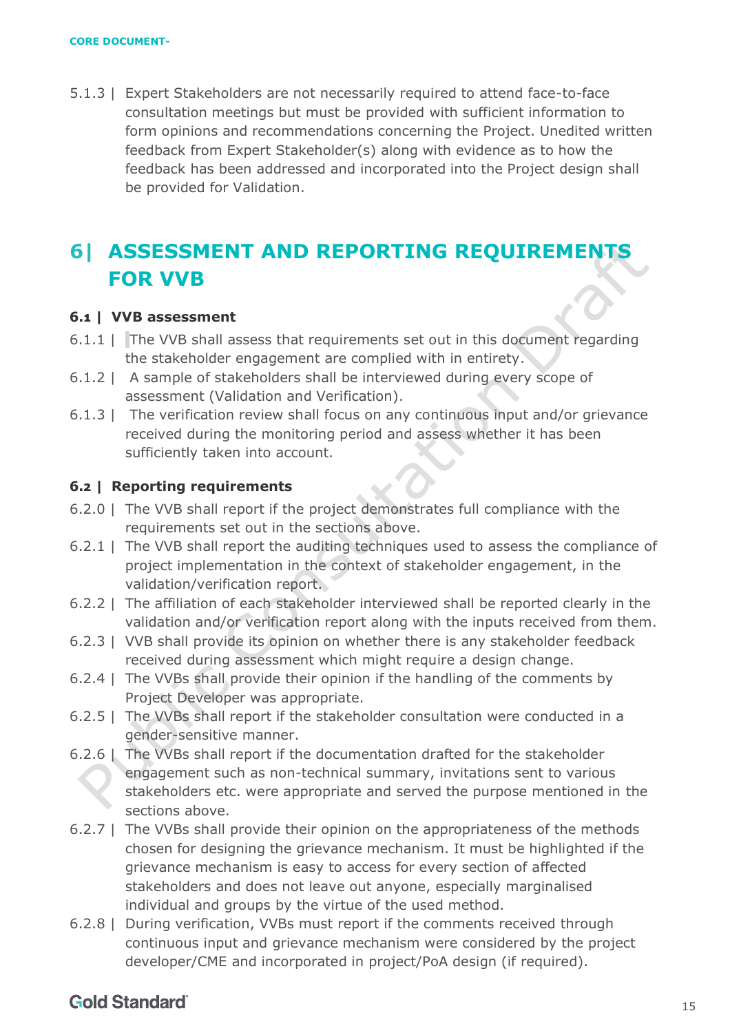5.1.3 | Expert Stakeholders are not necessarily required to attend face-to-face consultation meetings but must be provided with sufficient information to form opinions and recommendations concerning the Project. Unedited written feedback from Expert Stakeholder(s) along with evidence as to how the feedback has been addressed and incorporated into the Project design shall be provided for Validation.

# 6| ASSESSMENT AND REPORTING REQUIREMENTS FOR VVB

### 6.1 | VVB assessment

6.1.1 | The VVB shall assess that requirements set out in this document regarding the stakeholder engagement are complied with in entirety.

6.1.2 | A sample of stakeholders shall be interviewed during every scope of assessment (Validation and Verification).

6.1.3 | The verification review shall focus on any continuous input and/or grievance received during the monitoring period and assess whether it has been sufficiently taken into account.

### 6.2 | Reporting requirements

6.2.0 | The VVB shall report if the project demonstrates full compliance with the requirements set out in the sections above.

6.2.1 | The VVB shall report the auditing techniques used to assess the compliance of project implementation in the context of stakeholder engagement, in the validation/verification report.

6.2.2 | The affiliation of each stakeholder interviewed shall be reported clearly in the validation and/or verification report along with the inputs received from them.

6.2.3 | VVB shall provide its opinion on whether there is any stakeholder feedback received during assessment which might require a design change.

6.2.4 | The VVBs shall provide their opinion if the handling of the comments by Project Developer was appropriate.

6.2.5 | The VVBs shall report if the stakeholder consultation were conducted in a gender-sensitive manner.

6.2.6 | The VVBs shall report if the documentation drafted for the stakeholder engagement such as non-technical summary, invitations sent to various stakeholders etc. were appropriate and served the purpose mentioned in the sections above.

6.2.7 | The VVBs shall provide their opinion on the appropriateness of the methods chosen for designing the grievance mechanism. It must be highlighted if the grievance mechanism is easy to access for every section of affected stakeholders and does not leave out anyone, especially marginalised individual and groups by the virtue of the used method.

6.2.8 | During verification, VVBs must report if the comments received through continuous input and grievance mechanism were considered by the project developer/CME and incorporated in project/PoA design (if required).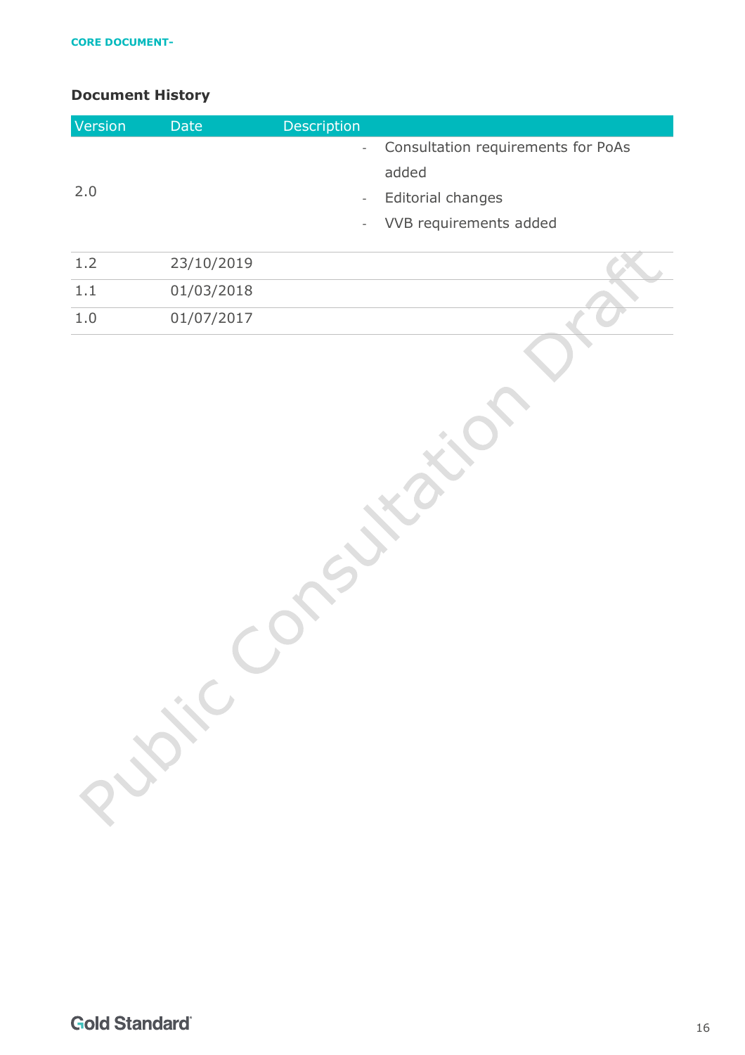**Document History**

| Version | Date | Description |
| --- | --- | --- |
| 2.0 | | - Consultation requirements for PoAs added<br>- Editorial changes<br>- VVB requirements added |
| 1.2 | 23/10/2019 | |
| 1.1 | 01/03/2018 | |
| 1.0 | 01/07/2017 | |